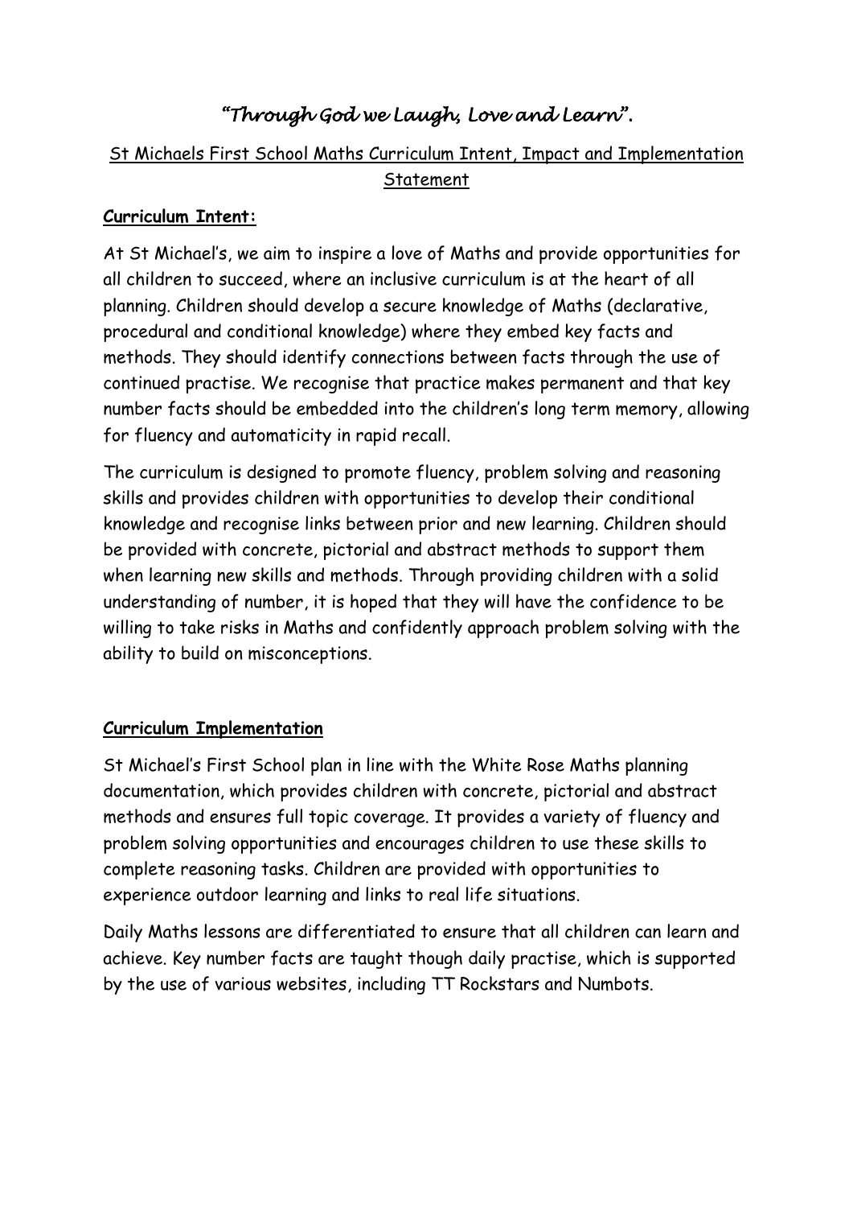# *"Through God we Laugh, Love and Learn".*

## St Michaels First School Maths Curriculum Intent, Impact and Implementation Statement

**Curriculum Intent:**

At St Michael's, we aim to inspire a love of Maths and provide opportunities for all children to succeed, where an inclusive curriculum is at the heart of all planning. Children should develop a secure knowledge of Maths (declarative, procedural and conditional knowledge) where they embed key facts and methods. They should identify connections between facts through the use of continued practise. We recognise that practice makes permanent and that key number facts should be embedded into the children's long term memory, allowing for fluency and automaticity in rapid recall.

The curriculum is designed to promote fluency, problem solving and reasoning skills and provides children with opportunities to develop their conditional knowledge and recognise links between prior and new learning. Children should be provided with concrete, pictorial and abstract methods to support them when learning new skills and methods. Through providing children with a solid understanding of number, it is hoped that they will have the confidence to be willing to take risks in Maths and confidently approach problem solving with the ability to build on misconceptions.

**Curriculum Implementation**

St Michael's First School plan in line with the White Rose Maths planning documentation, which provides children with concrete, pictorial and abstract methods and ensures full topic coverage. It provides a variety of fluency and problem solving opportunities and encourages children to use these skills to complete reasoning tasks. Children are provided with opportunities to experience outdoor learning and links to real life situations.

Daily Maths lessons are differentiated to ensure that all children can learn and achieve. Key number facts are taught though daily practise, which is supported by the use of various websites, including TT Rockstars and Numbots.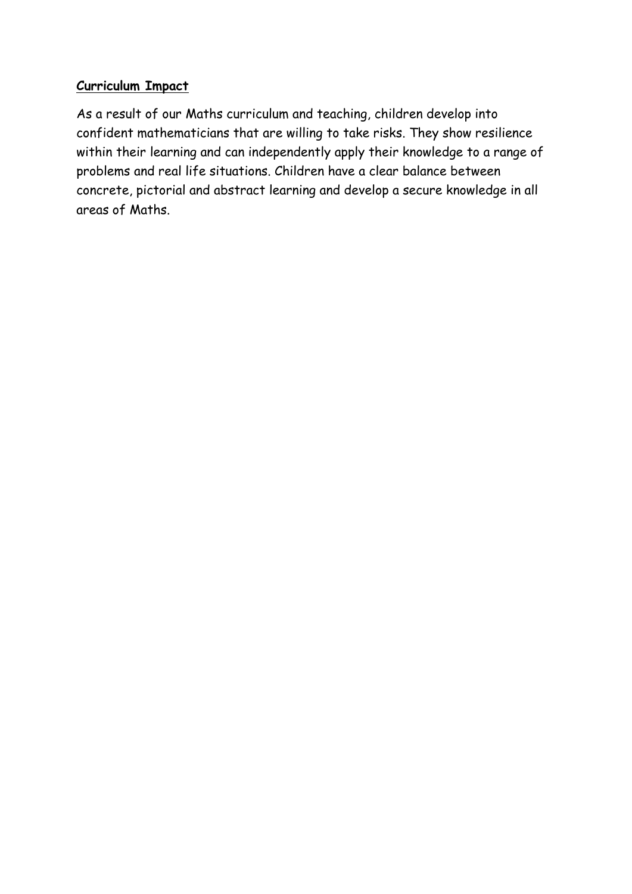## Curriculum Impact

As a result of our Maths curriculum and teaching, children develop into confident mathematicians that are willing to take risks. They show resilience within their learning and can independently apply their knowledge to a range of problems and real life situations. Children have a clear balance between concrete, pictorial and abstract learning and develop a secure knowledge in all areas of Maths.